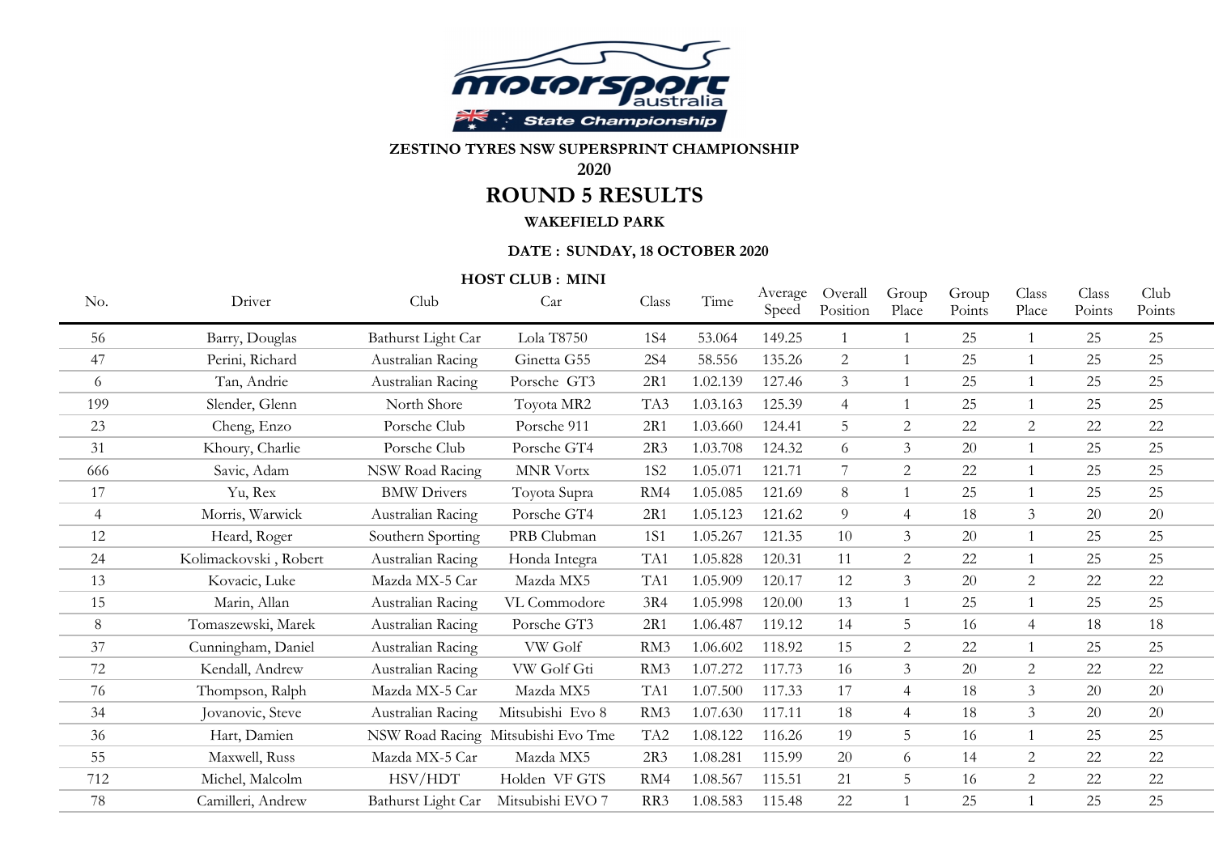ZESTINO TYRES NSW SUPERSPRINT CHAMPIONSHIP

2020

# ROUND 5 RESULTS

### WAKEFIELD PARK

**DATE : SUNDAY, 18 OCTOBER 2020**

**HOST CLUB : MINI**

| No. | Driver | Club | Car | Class | Time | Average Speed | Overall Position | Group Place | Group Points | Class Place | Class Points | Club Points |
|---|---|---|---|---|---|---|---|---|---|---|---|---|
| 56 | Barry, Douglas | Bathurst Light Car | Lola T8750 | 1S4 | 53.064 | 149.25 | 1 | 1 | 25 | 1 | 25 | 25 |
| 47 | Perini, Richard | Australian Racing | Ginetta G55 | 2S4 | 58.556 | 135.26 | 2 | 1 | 25 | 1 | 25 | 25 |
| 6 | Tan, Andrie | Australian Racing | Porsche GT3 | 2R1 | 1.02.139 | 127.46 | 3 | 1 | 25 | 1 | 25 | 25 |
| 199 | Slender, Glenn | North Shore | Toyota MR2 | TA3 | 1.03.163 | 125.39 | 4 | 1 | 25 | 1 | 25 | 25 |
| 23 | Cheng, Enzo | Porsche Club | Porsche 911 | 2R1 | 1.03.660 | 124.41 | 5 | 2 | 22 | 2 | 22 | 22 |
| 31 | Khoury, Charlie | Porsche Club | Porsche GT4 | 2R3 | 1.03.708 | 124.32 | 6 | 3 | 20 | 1 | 25 | 25 |
| 666 | Savic, Adam | NSW Road Racing | MNR Vortx | 1S2 | 1.05.071 | 121.71 | 7 | 2 | 22 | 1 | 25 | 25 |
| 17 | Yu, Rex | BMW Drivers | Toyota Supra | RM4 | 1.05.085 | 121.69 | 8 | 1 | 25 | 1 | 25 | 25 |
| 4 | Morris, Warwick | Australian Racing | Porsche GT4 | 2R1 | 1.05.123 | 121.62 | 9 | 4 | 18 | 3 | 20 | 20 |
| 12 | Heard, Roger | Southern Sporting | PRB Clubman | 1S1 | 1.05.267 | 121.35 | 10 | 3 | 20 | 1 | 25 | 25 |
| 24 | Kolimackovski , Robert | Australian Racing | Honda Integra | TA1 | 1.05.828 | 120.31 | 11 | 2 | 22 | 1 | 25 | 25 |
| 13 | Kovacic, Luke | Mazda MX-5 Car | Mazda MX5 | TA1 | 1.05.909 | 120.17 | 12 | 3 | 20 | 2 | 22 | 22 |
| 15 | Marin, Allan | Australian Racing | VL Commodore | 3R4 | 1.05.998 | 120.00 | 13 | 1 | 25 | 1 | 25 | 25 |
| 8 | Tomaszewski, Marek | Australian Racing | Porsche GT3 | 2R1 | 1.06.487 | 119.12 | 14 | 5 | 16 | 4 | 18 | 18 |
| 37 | Cunningham, Daniel | Australian Racing | VW Golf | RM3 | 1.06.602 | 118.92 | 15 | 2 | 22 | 1 | 25 | 25 |
| 72 | Kendall, Andrew | Australian Racing | VW Golf Gti | RM3 | 1.07.272 | 117.73 | 16 | 3 | 20 | 2 | 22 | 22 |
| 76 | Thompson, Ralph | Mazda MX-5 Car | Mazda MX5 | TA1 | 1.07.500 | 117.33 | 17 | 4 | 18 | 3 | 20 | 20 |
| 34 | Jovanovic, Steve | Australian Racing | Mitsubishi Evo 8 | RM3 | 1.07.630 | 117.11 | 18 | 4 | 18 | 3 | 20 | 20 |
| 36 | Hart, Damien | NSW Road Racing | Mitsubishi Evo Tme | TA2 | 1.08.122 | 116.26 | 19 | 5 | 16 | 1 | 25 | 25 |
| 55 | Maxwell, Russ | Mazda MX-5 Car | Mazda MX5 | 2R3 | 1.08.281 | 115.99 | 20 | 6 | 14 | 2 | 22 | 22 |
| 712 | Michel, Malcolm | HSV/HDT | Holden VF GTS | RM4 | 1.08.567 | 115.51 | 21 | 5 | 16 | 2 | 22 | 22 |
| 78 | Camilleri, Andrew | Bathurst Light Car | Mitsubishi EVO 7 | RR3 | 1.08.583 | 115.48 | 22 | 1 | 25 | 1 | 25 | 25 |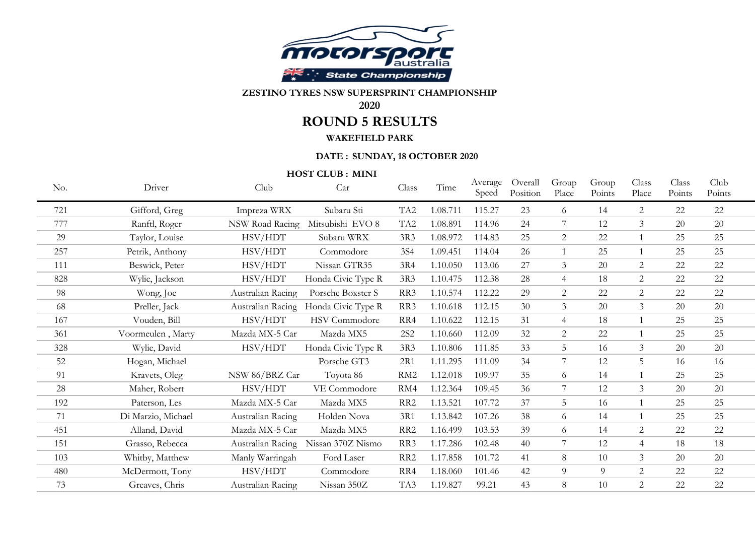**ZESTINO TYRES NSW SUPERSPRINT CHAMPIONSHIP**

**2020**

# ROUND 5 RESULTS

**WAKEFIELD PARK**

**DATE : SUNDAY, 18 OCTOBER 2020**

**HOST CLUB : MINI**

| No. | Driver | Club | Car | Class | Time | Average Speed | Overall Position | Group Place | Group Points | Class Place | Class Points | Club Points |
|---|---|---|---|---|---|---|---|---|---|---|---|---|
| 721 | Gifford, Greg | Impreza WRX | Subaru Sti | TA2 | 1.08.711 | 115.27 | 23 | 6 | 14 | 2 | 22 | 22 |
| 777 | Ranftl, Roger | NSW Road Racing | Mitsubishi EVO 8 | TA2 | 1.08.891 | 114.96 | 24 | 7 | 12 | 3 | 20 | 20 |
| 29 | Taylor, Louise | HSV/HDT | Subaru WRX | 3R3 | 1.08.972 | 114.83 | 25 | 2 | 22 | 1 | 25 | 25 |
| 257 | Petrik, Anthony | HSV/HDT | Commodore | 3S4 | 1.09.451 | 114.04 | 26 | 1 | 25 | 1 | 25 | 25 |
| 111 | Beswick, Peter | HSV/HDT | Nissan GTR35 | 3R4 | 1.10.050 | 113.06 | 27 | 3 | 20 | 2 | 22 | 22 |
| 828 | Wylie, Jackson | HSV/HDT | Honda Civic Type R | 3R3 | 1.10.475 | 112.38 | 28 | 4 | 18 | 2 | 22 | 22 |
| 98 | Wong, Joe | Australian Racing | Porsche Boxster S | RR3 | 1.10.574 | 112.22 | 29 | 2 | 22 | 2 | 22 | 22 |
| 68 | Preller, Jack | Australian Racing | Honda Civic Type R | RR3 | 1.10.618 | 112.15 | 30 | 3 | 20 | 3 | 20 | 20 |
| 167 | Vouden, Bill | HSV/HDT | HSV Commodore | RR4 | 1.10.622 | 112.15 | 31 | 4 | 18 | 1 | 25 | 25 |
| 361 | Voormeulen , Marty | Mazda MX-5 Car | Mazda MX5 | 2S2 | 1.10.660 | 112.09 | 32 | 2 | 22 | 1 | 25 | 25 |
| 328 | Wylie, David | HSV/HDT | Honda Civic Type R | 3R3 | 1.10.806 | 111.85 | 33 | 5 | 16 | 3 | 20 | 20 |
| 52 | Hogan, Michael | | Porsche GT3 | 2R1 | 1.11.295 | 111.09 | 34 | 7 | 12 | 5 | 16 | 16 |
| 91 | Kravets, Oleg | NSW 86/BRZ Car | Toyota 86 | RM2 | 1.12.018 | 109.97 | 35 | 6 | 14 | 1 | 25 | 25 |
| 28 | Maher, Robert | HSV/HDT | VE Commodore | RM4 | 1.12.364 | 109.45 | 36 | 7 | 12 | 3 | 20 | 20 |
| 192 | Paterson, Les | Mazda MX-5 Car | Mazda MX5 | RR2 | 1.13.521 | 107.72 | 37 | 5 | 16 | 1 | 25 | 25 |
| 71 | Di Marzio, Michael | Australian Racing | Holden Nova | 3R1 | 1.13.842 | 107.26 | 38 | 6 | 14 | 1 | 25 | 25 |
| 451 | Alland, David | Mazda MX-5 Car | Mazda MX5 | RR2 | 1.16.499 | 103.53 | 39 | 6 | 14 | 2 | 22 | 22 |
| 151 | Grasso, Rebecca | Australian Racing | Nissan 370Z Nismo | RR3 | 1.17.286 | 102.48 | 40 | 7 | 12 | 4 | 18 | 18 |
| 103 | Whitby, Matthew | Manly Warringah | Ford Laser | RR2 | 1.17.858 | 101.72 | 41 | 8 | 10 | 3 | 20 | 20 |
| 480 | McDermott, Tony | HSV/HDT | Commodore | RR4 | 1.18.060 | 101.46 | 42 | 9 | 9 | 2 | 22 | 22 |
| 73 | Greaves, Chris | Australian Racing | Nissan 350Z | TA3 | 1.19.827 | 99.21 | 43 | 8 | 10 | 2 | 22 | 22 |